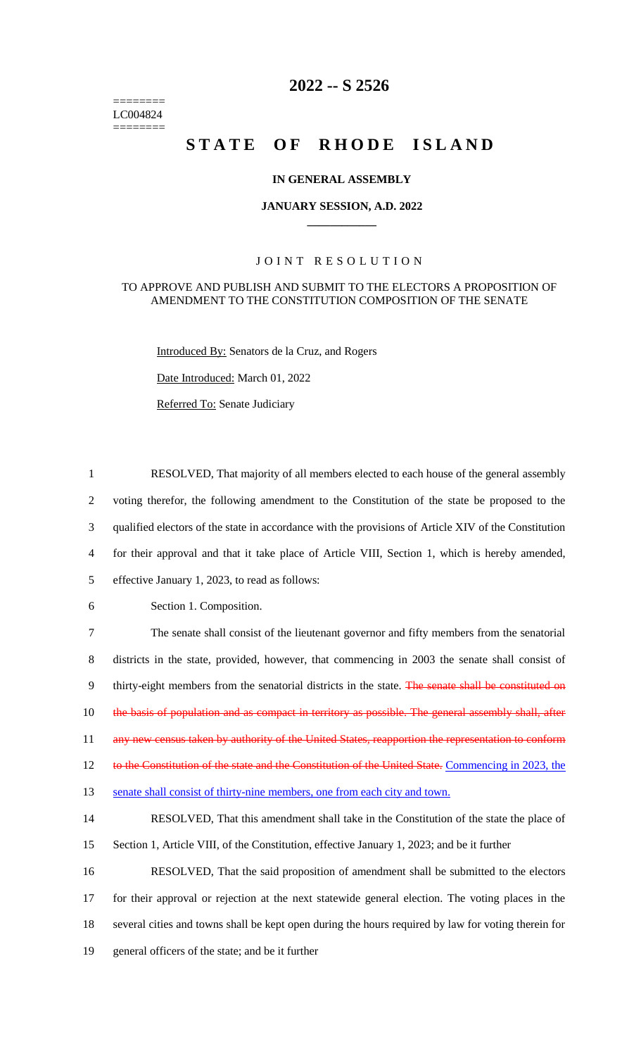========
LC004824
========

# 2022 -- S 2526

# STATE OF RHODE ISLAND

### IN GENERAL ASSEMBLY

### JANUARY SESSION, A.D. 2022

## JOINT RESOLUTION

### TO APPROVE AND PUBLISH AND SUBMIT TO THE ELECTORS A PROPOSITION OF AMENDMENT TO THE CONSTITUTION COMPOSITION OF THE SENATE

Introduced By: Senators de la Cruz, and Rogers

Date Introduced: March 01, 2022

Referred To: Senate Judiciary

1 RESOLVED, That majority of all members elected to each house of the general assembly
2 voting therefor, the following amendment to the Constitution of the state be proposed to the
3 qualified electors of the state in accordance with the provisions of Article XIV of the Constitution
4 for their approval and that it take place of Article VIII, Section 1, which is hereby amended,
5 effective January 1, 2023, to read as follows:

6 Section 1. Composition.

7 The senate shall consist of the lieutenant governor and fifty members from the senatorial
8 districts in the state, provided, however, that commencing in 2003 the senate shall consist of
9 thirty-eight members from the senatorial districts in the state. ~~The senate shall be constituted on~~
10 ~~the basis of population and as compact in territory as possible. The general assembly shall, after~~
11 ~~any new census taken by authority of the United States, reapportion the representation to conform~~
12 ~~to the Constitution of the state and the Constitution of the United State.~~ Commencing in 2023, the
13 senate shall consist of thirty-nine members, one from each city and town.

14 RESOLVED, That this amendment shall take in the Constitution of the state the place of
15 Section 1, Article VIII, of the Constitution, effective January 1, 2023; and be it further

16 RESOLVED, That the said proposition of amendment shall be submitted to the electors
17 for their approval or rejection at the next statewide general election. The voting places in the
18 several cities and towns shall be kept open during the hours required by law for voting therein for
19 general officers of the state; and be it further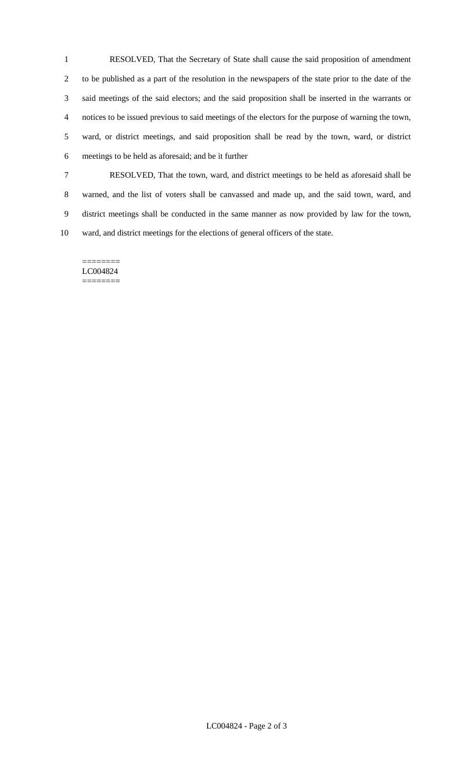RESOLVED, That the Secretary of State shall cause the said proposition of amendment to be published as a part of the resolution in the newspapers of the state prior to the date of the said meetings of the said electors; and the said proposition shall be inserted in the warrants or notices to be issued previous to said meetings of the electors for the purpose of warning the town, ward, or district meetings, and said proposition shall be read by the town, ward, or district meetings to be held as aforesaid; and be it further

RESOLVED, That the town, ward, and district meetings to be held as aforesaid shall be warned, and the list of voters shall be canvassed and made up, and the said town, ward, and district meetings shall be conducted in the same manner as now provided by law for the town, ward, and district meetings for the elections of general officers of the state.

========
LC004824
========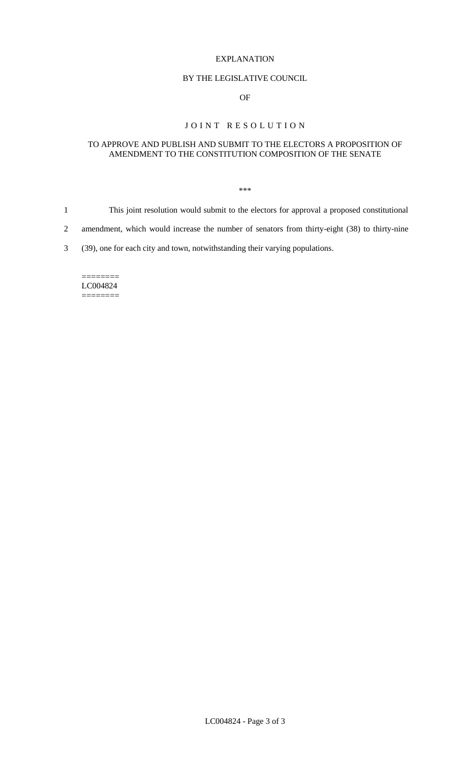EXPLANATION

BY THE LEGISLATIVE COUNCIL

OF

# J O I N T R E S O L U T I O N

TO APPROVE AND PUBLISH AND SUBMIT TO THE ELECTORS A PROPOSITION OF AMENDMENT TO THE CONSTITUTION COMPOSITION OF THE SENATE

\*\*\*

1 This joint resolution would submit to the electors for approval a proposed constitutional
2 amendment, which would increase the number of senators from thirty-eight (38) to thirty-nine
3 (39), one for each city and town, notwithstanding their varying populations.

========
LC004824
========